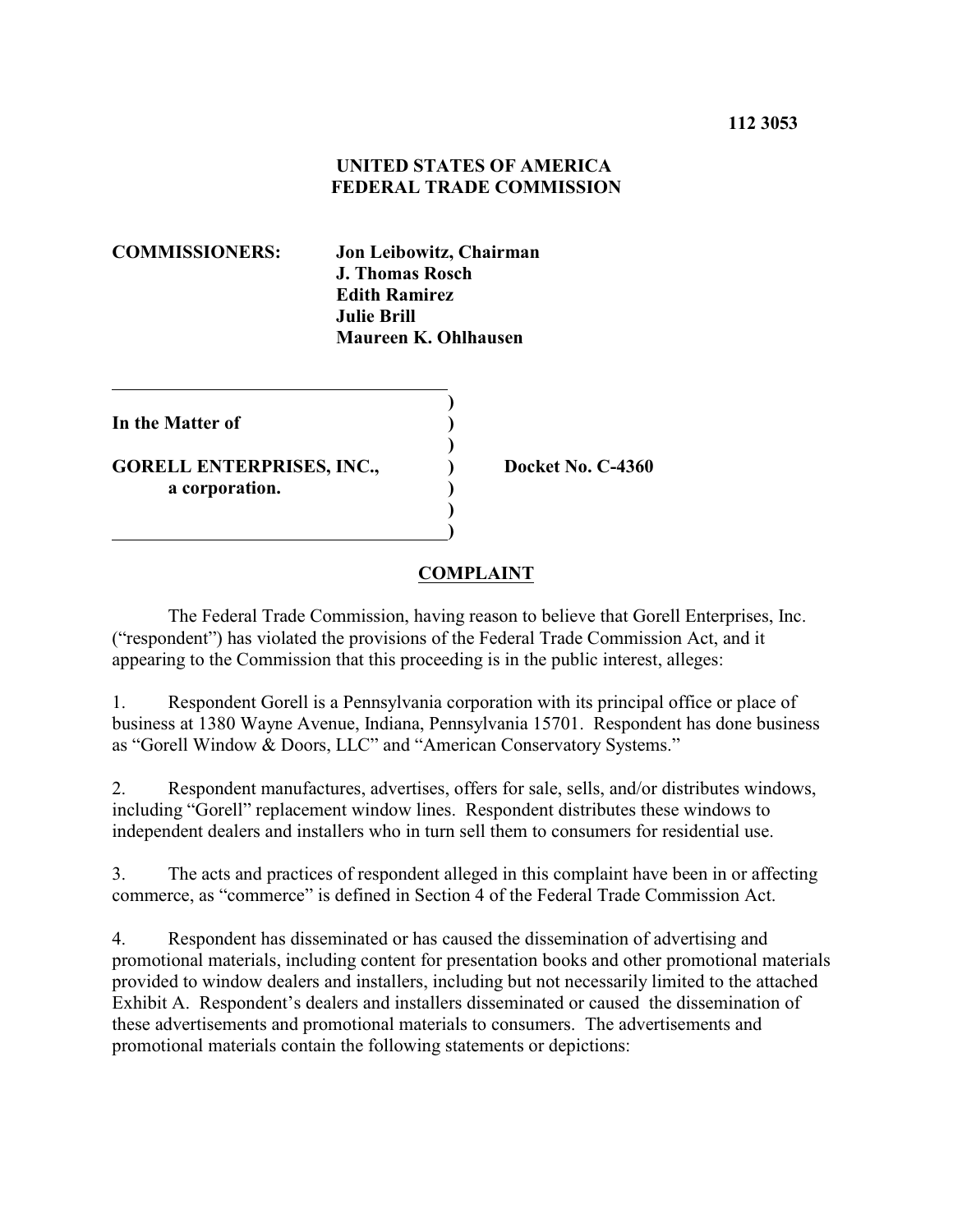**112 3053**

**UNITED STATES OF AMERICA**
**FEDERAL TRADE COMMISSION**

**COMMISSIONERS:** **Jon Leibowitz, Chairman**
**J. Thomas Rosch**
**Edith Ramirez**
**Julie Brill**
**Maureen K. Ohlhausen**

**In the Matter of**

**GORELL ENTERPRISES, INC.,**
**a corporation.**

**Docket No. C-4360**

## COMPLAINT

The Federal Trade Commission, having reason to believe that Gorell Enterprises, Inc. ("respondent") has violated the provisions of the Federal Trade Commission Act, and it appearing to the Commission that this proceeding is in the public interest, alleges:

1. Respondent Gorell is a Pennsylvania corporation with its principal office or place of business at 1380 Wayne Avenue, Indiana, Pennsylvania 15701. Respondent has done business as "Gorell Window & Doors, LLC" and "American Conservatory Systems."

2. Respondent manufactures, advertises, offers for sale, sells, and/or distributes windows, including "Gorell" replacement window lines. Respondent distributes these windows to independent dealers and installers who in turn sell them to consumers for residential use.

3. The acts and practices of respondent alleged in this complaint have been in or affecting commerce, as "commerce" is defined in Section 4 of the Federal Trade Commission Act.

4. Respondent has disseminated or has caused the dissemination of advertising and promotional materials, including content for presentation books and other promotional materials provided to window dealers and installers, including but not necessarily limited to the attached Exhibit A. Respondent's dealers and installers disseminated or caused the dissemination of these advertisements and promotional materials to consumers. The advertisements and promotional materials contain the following statements or depictions: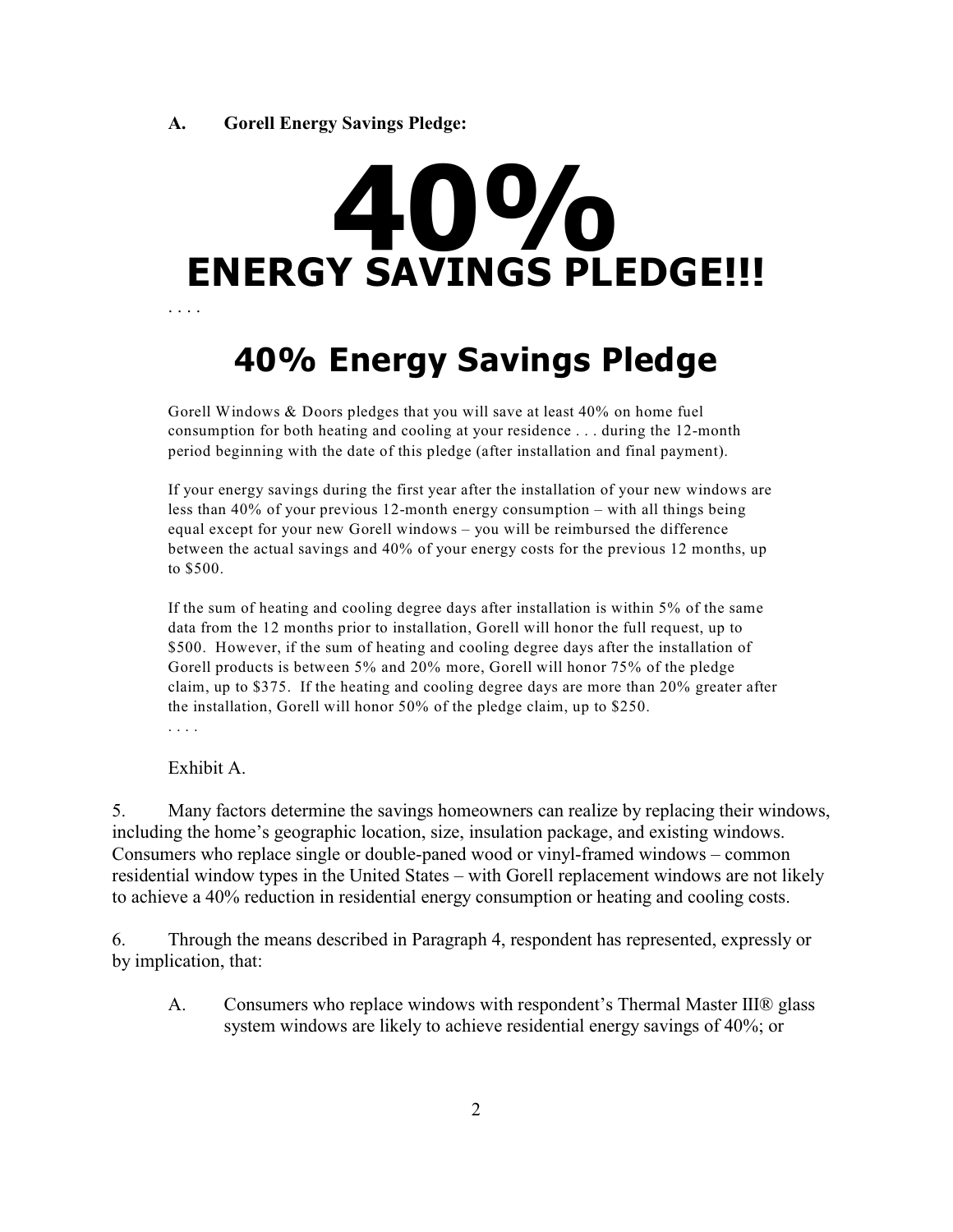A. **Gorell Energy Savings Pledge:**

# 40%
# ENERGY SAVINGS PLEDGE!!!

. . . .

## 40% Energy Savings Pledge

Gorell Windows & Doors pledges that you will save at least 40% on home fuel consumption for both heating and cooling at your residence . . . during the 12-month period beginning with the date of this pledge (after installation and final payment).

If your energy savings during the first year after the installation of your new windows are less than 40% of your previous 12-month energy consumption – with all things being equal except for your new Gorell windows – you will be reimbursed the difference between the actual savings and 40% of your energy costs for the previous 12 months, up to $500.

If the sum of heating and cooling degree days after installation is within 5% of the same data from the 12 months prior to installation, Gorell will honor the full request, up to $500. However, if the sum of heating and cooling degree days after the installation of Gorell products is between 5% and 20% more, Gorell will honor 75% of the pledge claim, up to $375. If the heating and cooling degree days are more than 20% greater after the installation, Gorell will honor 50% of the pledge claim, up to $250.

. . . .

Exhibit A.

5. Many factors determine the savings homeowners can realize by replacing their windows, including the home's geographic location, size, insulation package, and existing windows. Consumers who replace single or double-paned wood or vinyl-framed windows – common residential window types in the United States – with Gorell replacement windows are not likely to achieve a 40% reduction in residential energy consumption or heating and cooling costs.

6. Through the means described in Paragraph 4, respondent has represented, expressly or by implication, that:

A. Consumers who replace windows with respondent's Thermal Master III® glass system windows are likely to achieve residential energy savings of 40%; or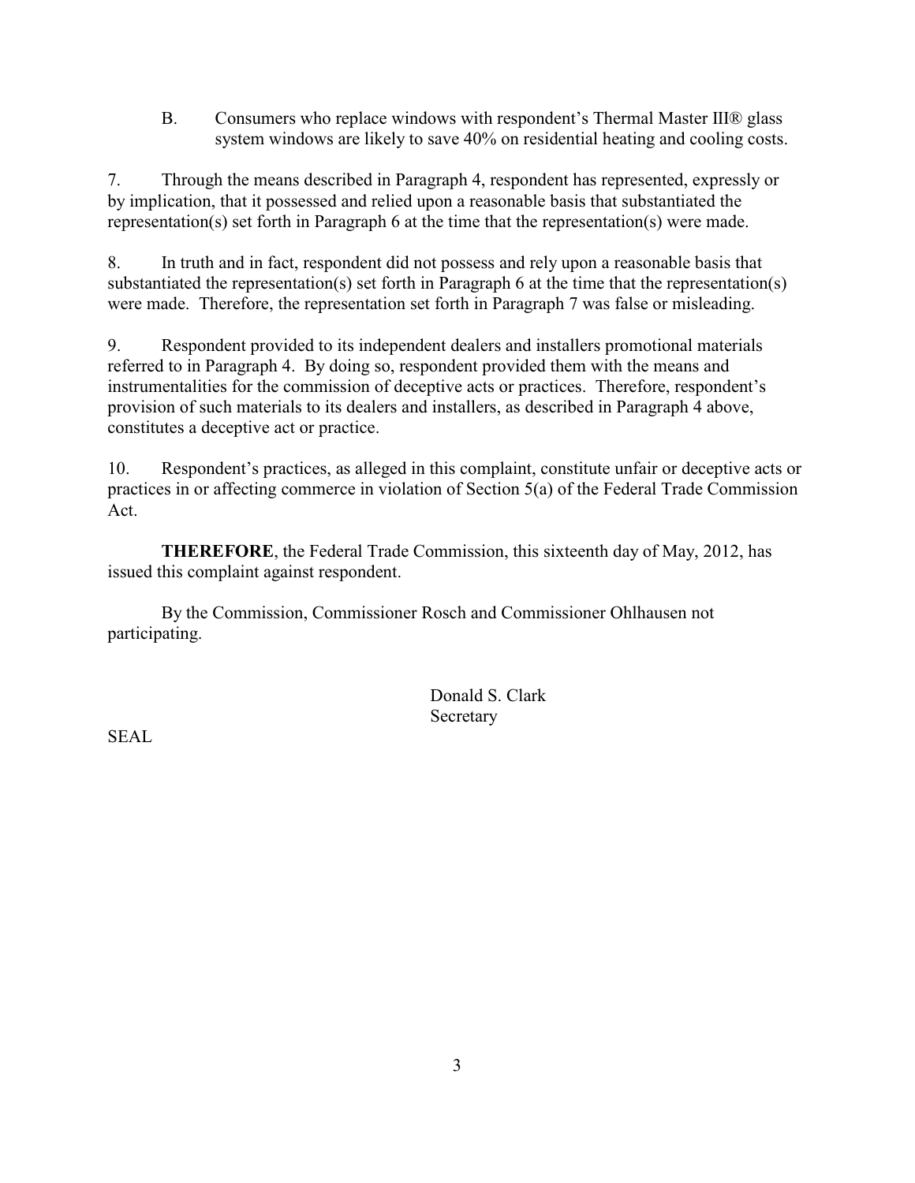B. Consumers who replace windows with respondent's Thermal Master III® glass system windows are likely to save 40% on residential heating and cooling costs.

7. Through the means described in Paragraph 4, respondent has represented, expressly or by implication, that it possessed and relied upon a reasonable basis that substantiated the representation(s) set forth in Paragraph 6 at the time that the representation(s) were made.

8. In truth and in fact, respondent did not possess and rely upon a reasonable basis that substantiated the representation(s) set forth in Paragraph 6 at the time that the representation(s) were made. Therefore, the representation set forth in Paragraph 7 was false or misleading.

9. Respondent provided to its independent dealers and installers promotional materials referred to in Paragraph 4. By doing so, respondent provided them with the means and instrumentalities for the commission of deceptive acts or practices. Therefore, respondent's provision of such materials to its dealers and installers, as described in Paragraph 4 above, constitutes a deceptive act or practice.

10. Respondent's practices, as alleged in this complaint, constitute unfair or deceptive acts or practices in or affecting commerce in violation of Section 5(a) of the Federal Trade Commission Act.

**THEREFORE**, the Federal Trade Commission, this sixteenth day of May, 2012, has issued this complaint against respondent.

By the Commission, Commissioner Rosch and Commissioner Ohlhausen not participating.

Donald S. Clark
Secretary

SEAL